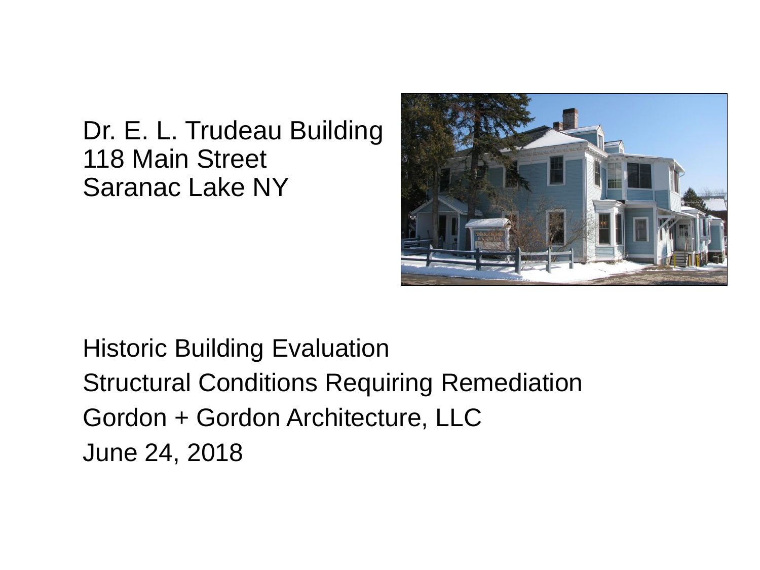# Dr. E. L. Trudeau Building
118 Main Street
Saranac Lake NY

Historic Building Evaluation

Structural Conditions Requiring Remediation

Gordon + Gordon Architecture, LLC

June 24, 2018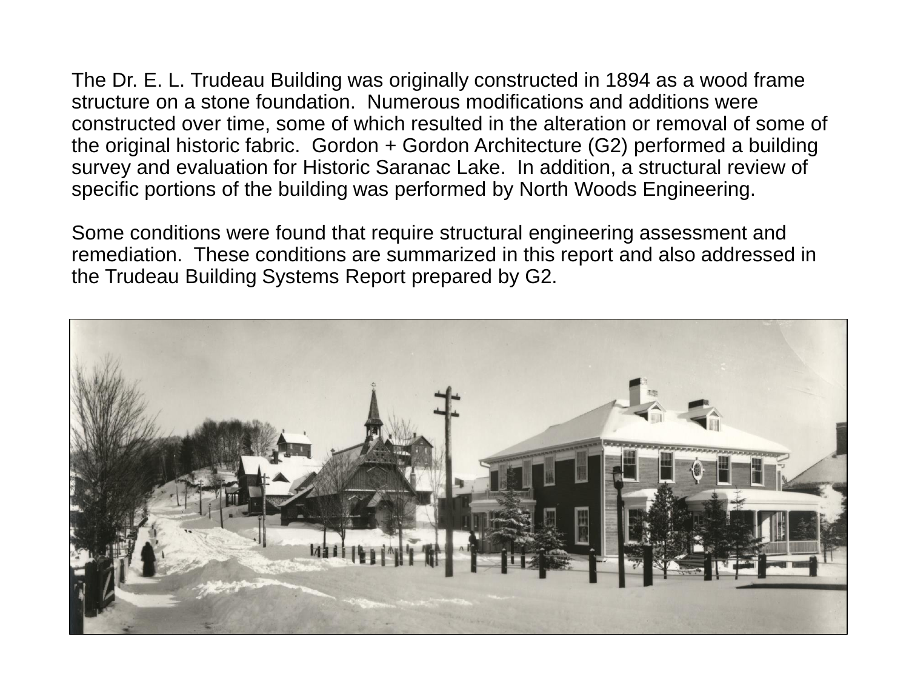The Dr. E. L. Trudeau Building was originally constructed in 1894 as a wood frame structure on a stone foundation. Numerous modifications and additions were constructed over time, some of which resulted in the alteration or removal of some of the original historic fabric. Gordon + Gordon Architecture (G2) performed a building survey and evaluation for Historic Saranac Lake. In addition, a structural review of specific portions of the building was performed by North Woods Engineering.

Some conditions were found that require structural engineering assessment and remediation. These conditions are summarized in this report and also addressed in the Trudeau Building Systems Report prepared by G2.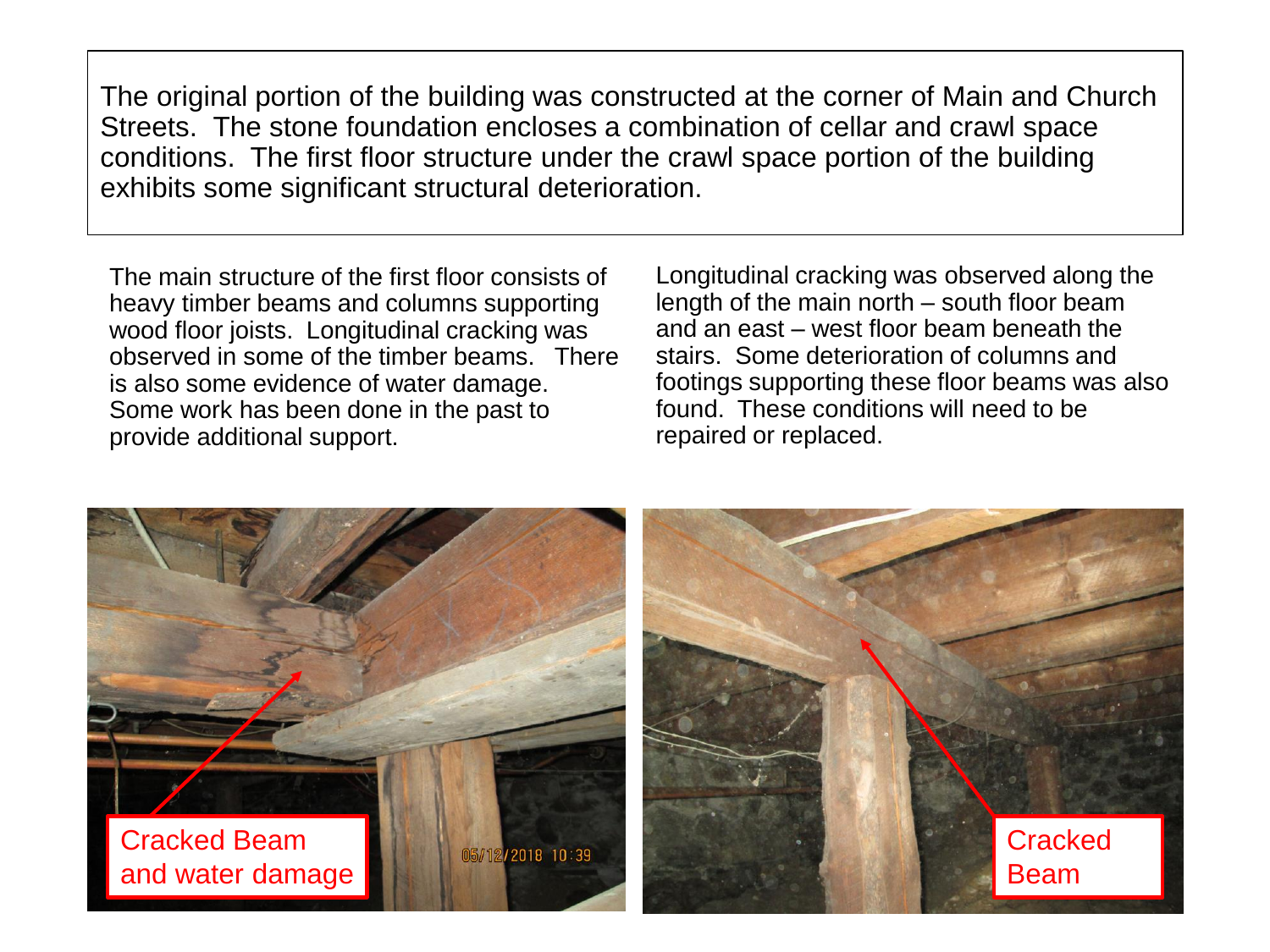The original portion of the building was constructed at the corner of Main and Church Streets. The stone foundation encloses a combination of cellar and crawl space conditions. The first floor structure under the crawl space portion of the building exhibits some significant structural deterioration.

The main structure of the first floor consists of heavy timber beams and columns supporting wood floor joists. Longitudinal cracking was observed in some of the timber beams. There is also some evidence of water damage. Some work has been done in the past to provide additional support.

Longitudinal cracking was observed along the length of the main north – south floor beam and an east – west floor beam beneath the stairs. Some deterioration of columns and footings supporting these floor beams was also found. These conditions will need to be repaired or replaced.

Cracked Beam and water damage

Cracked Beam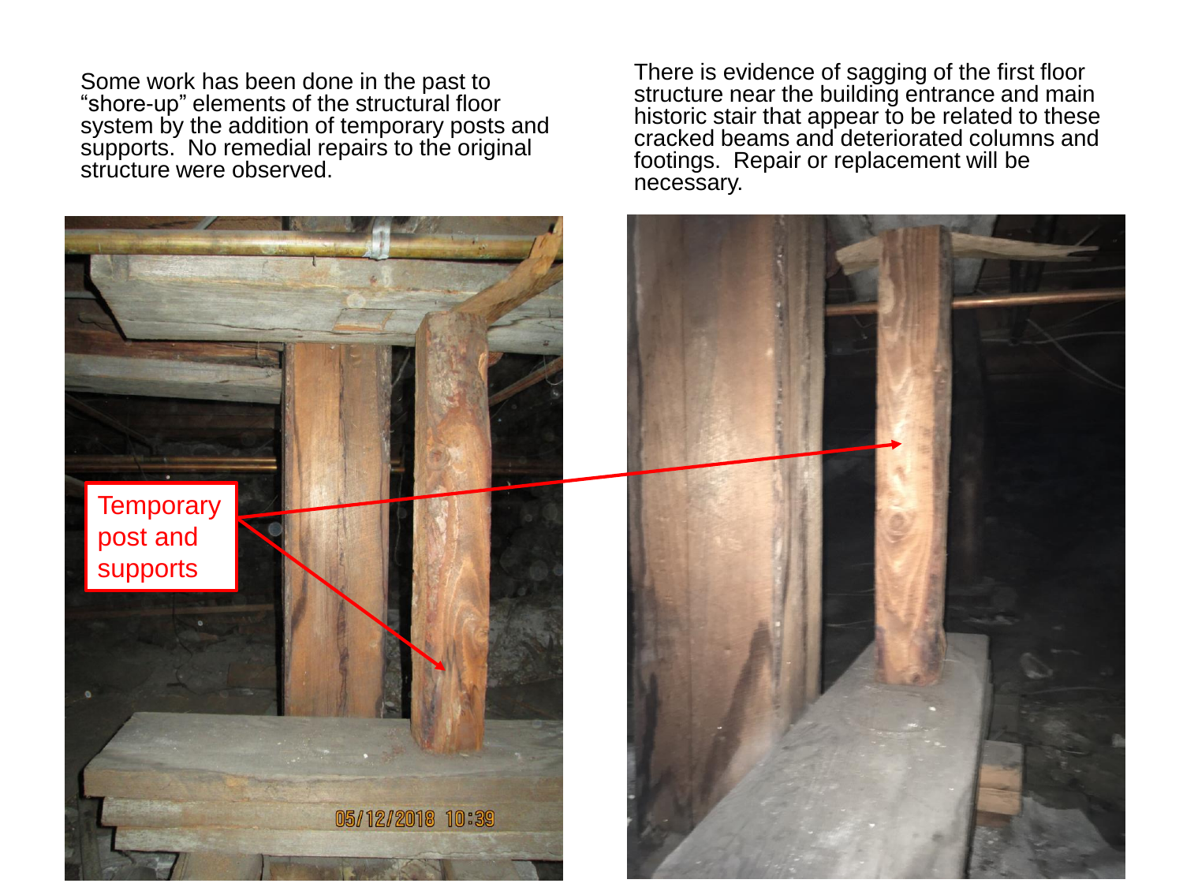Some work has been done in the past to "shore-up" elements of the structural floor system by the addition of temporary posts and supports. No remedial repairs to the original structure were observed.

There is evidence of sagging of the first floor structure near the building entrance and main historic stair that appear to be related to these cracked beams and deteriorated columns and footings. Repair or replacement will be necessary.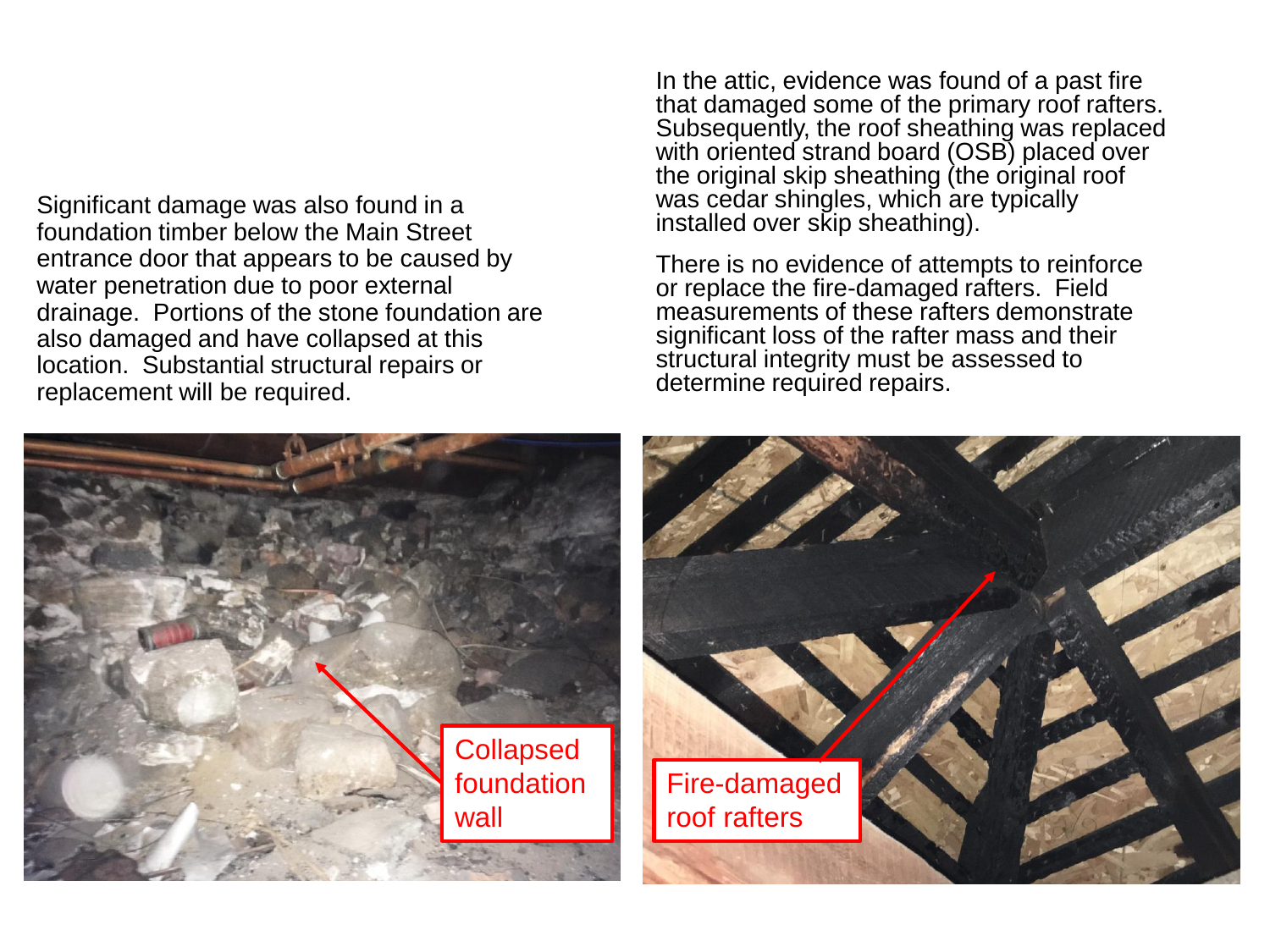Significant damage was also found in a foundation timber below the Main Street entrance door that appears to be caused by water penetration due to poor external drainage. Portions of the stone foundation are also damaged and have collapsed at this location. Substantial structural repairs or replacement will be required.

In the attic, evidence was found of a past fire that damaged some of the primary roof rafters. Subsequently, the roof sheathing was replaced with oriented strand board (OSB) placed over the original skip sheathing (the original roof was cedar shingles, which are typically installed over skip sheathing).

There is no evidence of attempts to reinforce or replace the fire-damaged rafters. Field measurements of these rafters demonstrate significant loss of the rafter mass and their structural integrity must be assessed to determine required repairs.

Collapsed foundation wall

Fire-damaged roof rafters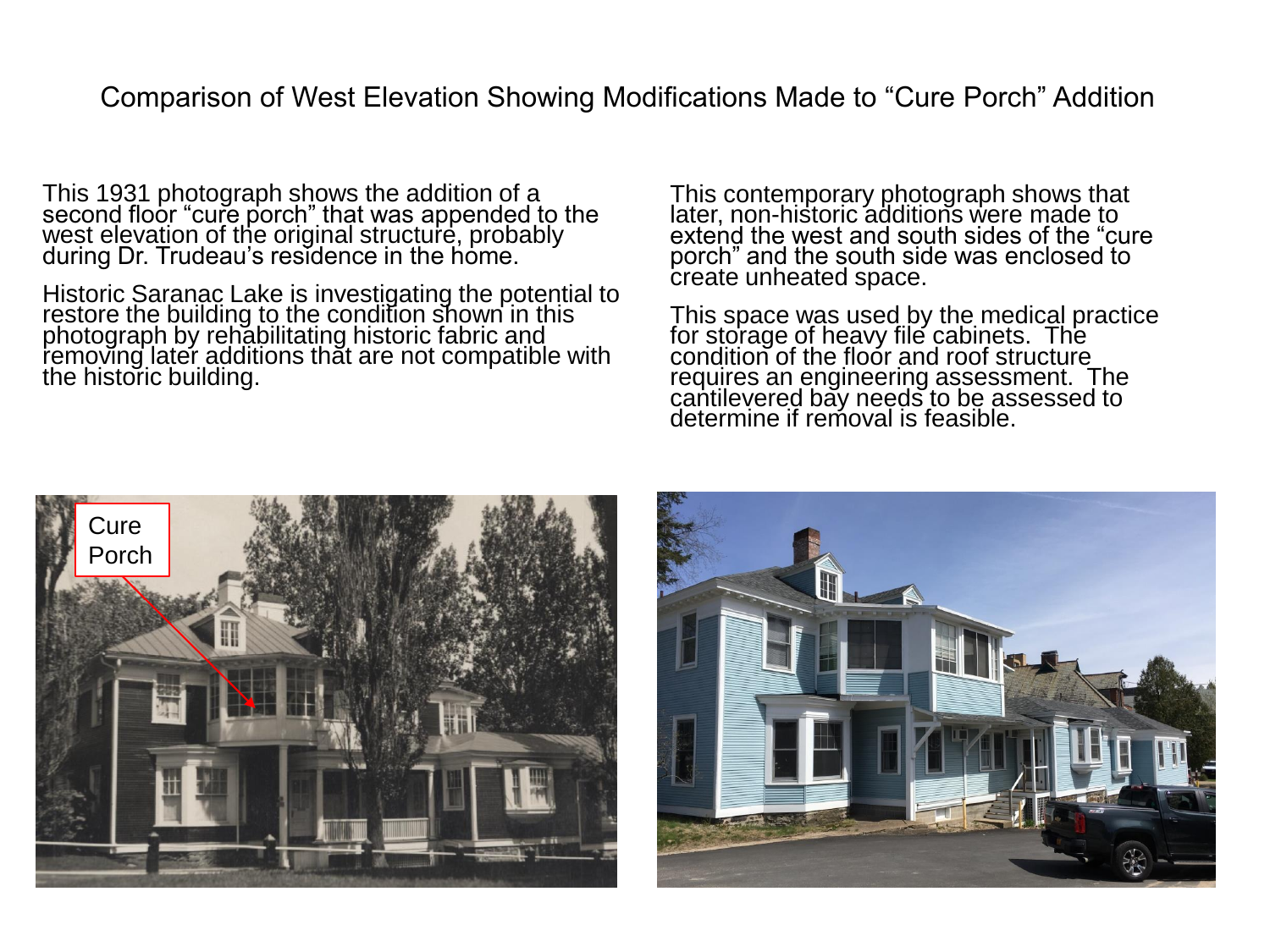# Comparison of West Elevation Showing Modifications Made to "Cure Porch" Addition

This 1931 photograph shows the addition of a second floor "cure porch" that was appended to the west elevation of the original structure, probably during Dr. Trudeau's residence in the home.

Historic Saranac Lake is investigating the potential to restore the building to the condition shown in this photograph by rehabilitating historic fabric and removing later additions that are not compatible with the historic building.

This contemporary photograph shows that later, non-historic additions were made to extend the west and south sides of the "cure porch" and the south side was enclosed to create unheated space.

This space was used by the medical practice for storage of heavy file cabinets. The condition of the floor and roof structure requires an engineering assessment. The cantilevered bay needs to be assessed to determine if removal is feasible.

Cure Porch